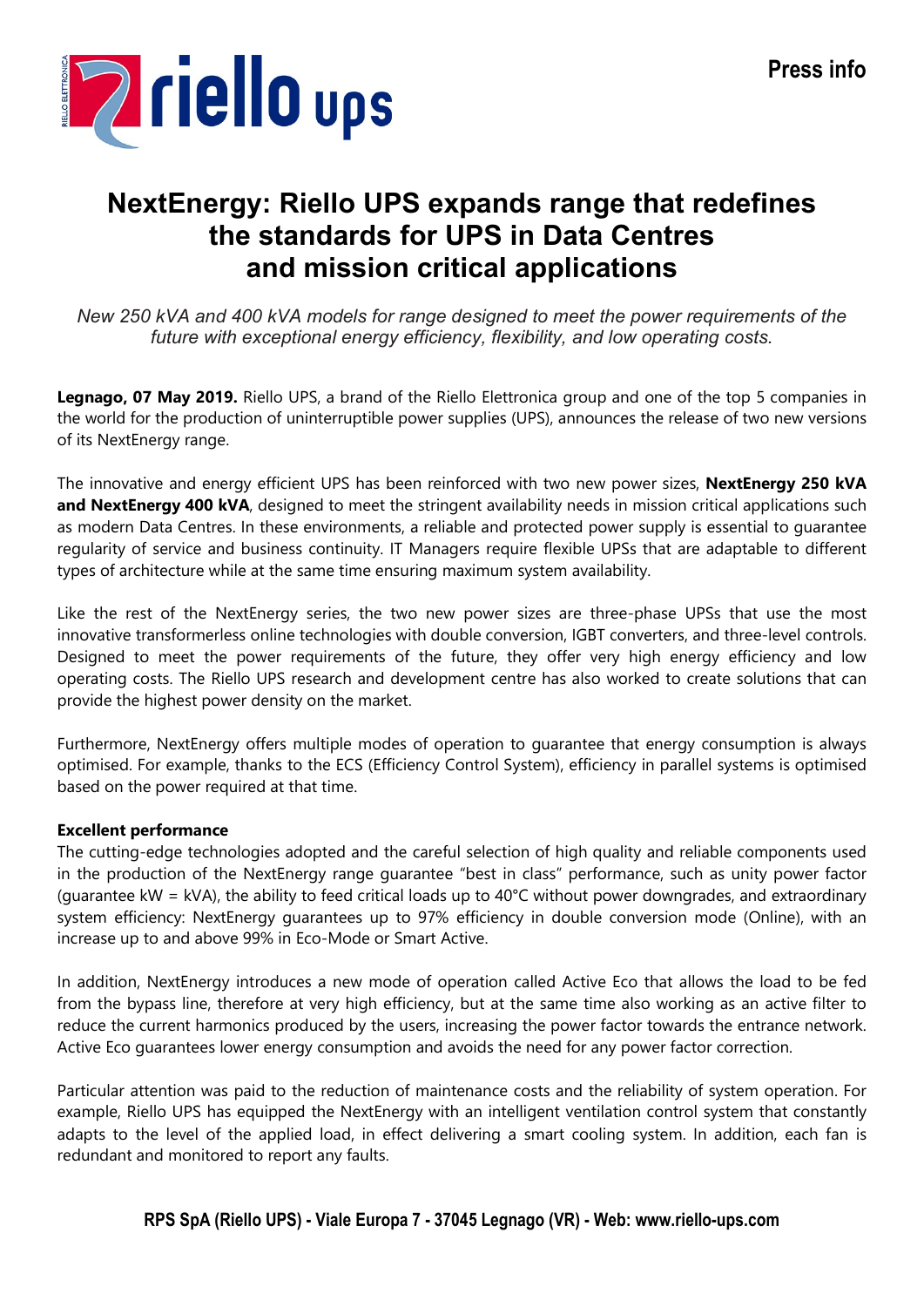Press info

# NextEnergy: Riello UPS expands range that redefines the standards for UPS in Data Centres and mission critical applications

*New 250 kVA and 400 kVA models for range designed to meet the power requirements of the future with exceptional energy efficiency, flexibility, and low operating costs.*

**Legnago, 07 May 2019.** Riello UPS, a brand of the Riello Elettronica group and one of the top 5 companies in the world for the production of uninterruptible power supplies (UPS), announces the release of two new versions of its NextEnergy range.

The innovative and energy efficient UPS has been reinforced with two new power sizes, **NextEnergy 250 kVA and NextEnergy 400 kVA**, designed to meet the stringent availability needs in mission critical applications such as modern Data Centres. In these environments, a reliable and protected power supply is essential to guarantee regularity of service and business continuity. IT Managers require flexible UPSs that are adaptable to different types of architecture while at the same time ensuring maximum system availability.

Like the rest of the NextEnergy series, the two new power sizes are three-phase UPSs that use the most innovative transformerless online technologies with double conversion, IGBT converters, and three-level controls. Designed to meet the power requirements of the future, they offer very high energy efficiency and low operating costs. The Riello UPS research and development centre has also worked to create solutions that can provide the highest power density on the market.

Furthermore, NextEnergy offers multiple modes of operation to guarantee that energy consumption is always optimised. For example, thanks to the ECS (Efficiency Control System), efficiency in parallel systems is optimised based on the power required at that time.

**Excellent performance**

The cutting-edge technologies adopted and the careful selection of high quality and reliable components used in the production of the NextEnergy range guarantee "best in class" performance, such as unity power factor (guarantee kW = kVA), the ability to feed critical loads up to 40°C without power downgrades, and extraordinary system efficiency: NextEnergy guarantees up to 97% efficiency in double conversion mode (Online), with an increase up to and above 99% in Eco-Mode or Smart Active.

In addition, NextEnergy introduces a new mode of operation called Active Eco that allows the load to be fed from the bypass line, therefore at very high efficiency, but at the same time also working as an active filter to reduce the current harmonics produced by the users, increasing the power factor towards the entrance network. Active Eco guarantees lower energy consumption and avoids the need for any power factor correction.

Particular attention was paid to the reduction of maintenance costs and the reliability of system operation. For example, Riello UPS has equipped the NextEnergy with an intelligent ventilation control system that constantly adapts to the level of the applied load, in effect delivering a smart cooling system. In addition, each fan is redundant and monitored to report any faults.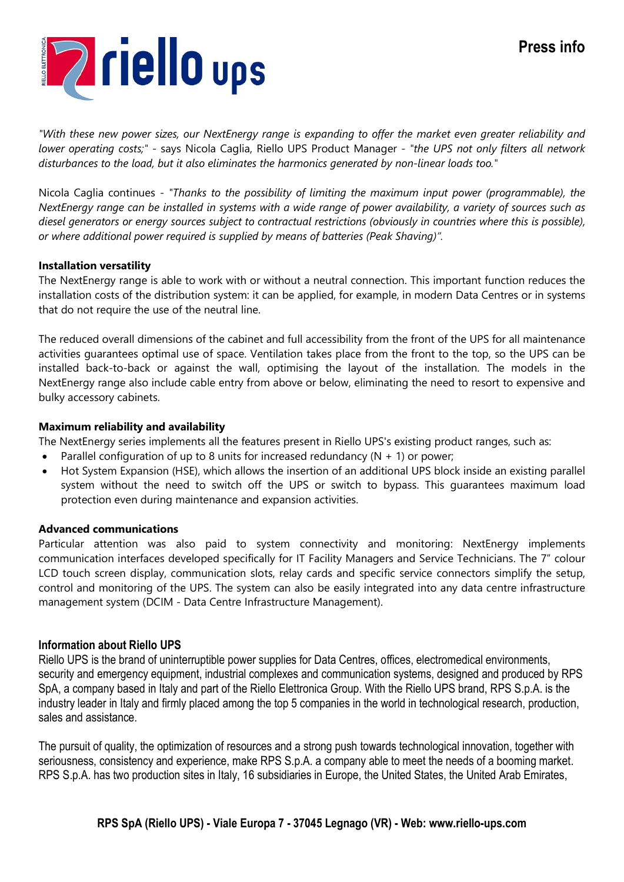*"With these new power sizes, our NextEnergy range is expanding to offer the market even greater reliability and lower operating costs;"* - says Nicola Caglia, Riello UPS Product Manager - *"the UPS not only filters all network disturbances to the load, but it also eliminates the harmonics generated by non-linear loads too."*

Nicola Caglia continues - *"Thanks to the possibility of limiting the maximum input power (programmable), the NextEnergy range can be installed in systems with a wide range of power availability, a variety of sources such as diesel generators or energy sources subject to contractual restrictions (obviously in countries where this is possible), or where additional power required is supplied by means of batteries (Peak Shaving)".*

**Installation versatility**

The NextEnergy range is able to work with or without a neutral connection. This important function reduces the installation costs of the distribution system: it can be applied, for example, in modern Data Centres or in systems that do not require the use of the neutral line.

The reduced overall dimensions of the cabinet and full accessibility from the front of the UPS for all maintenance activities guarantees optimal use of space. Ventilation takes place from the front to the top, so the UPS can be installed back-to-back or against the wall, optimising the layout of the installation. The models in the NextEnergy range also include cable entry from above or below, eliminating the need to resort to expensive and bulky accessory cabinets.

**Maximum reliability and availability**

The NextEnergy series implements all the features present in Riello UPS's existing product ranges, such as:

- Parallel configuration of up to 8 units for increased redundancy (N + 1) or power;
- Hot System Expansion (HSE), which allows the insertion of an additional UPS block inside an existing parallel system without the need to switch off the UPS or switch to bypass. This guarantees maximum load protection even during maintenance and expansion activities.

**Advanced communications**

Particular attention was also paid to system connectivity and monitoring: NextEnergy implements communication interfaces developed specifically for IT Facility Managers and Service Technicians. The 7" colour LCD touch screen display, communication slots, relay cards and specific service connectors simplify the setup, control and monitoring of the UPS. The system can also be easily integrated into any data centre infrastructure management system (DCIM - Data Centre Infrastructure Management).

**Information about Riello UPS**

Riello UPS is the brand of uninterruptible power supplies for Data Centres, offices, electromedical environments, security and emergency equipment, industrial complexes and communication systems, designed and produced by RPS SpA, a company based in Italy and part of the Riello Elettronica Group. With the Riello UPS brand, RPS S.p.A. is the industry leader in Italy and firmly placed among the top 5 companies in the world in technological research, production, sales and assistance.

The pursuit of quality, the optimization of resources and a strong push towards technological innovation, together with seriousness, consistency and experience, make RPS S.p.A. a company able to meet the needs of a booming market. RPS S.p.A. has two production sites in Italy, 16 subsidiaries in Europe, the United States, the United Arab Emirates,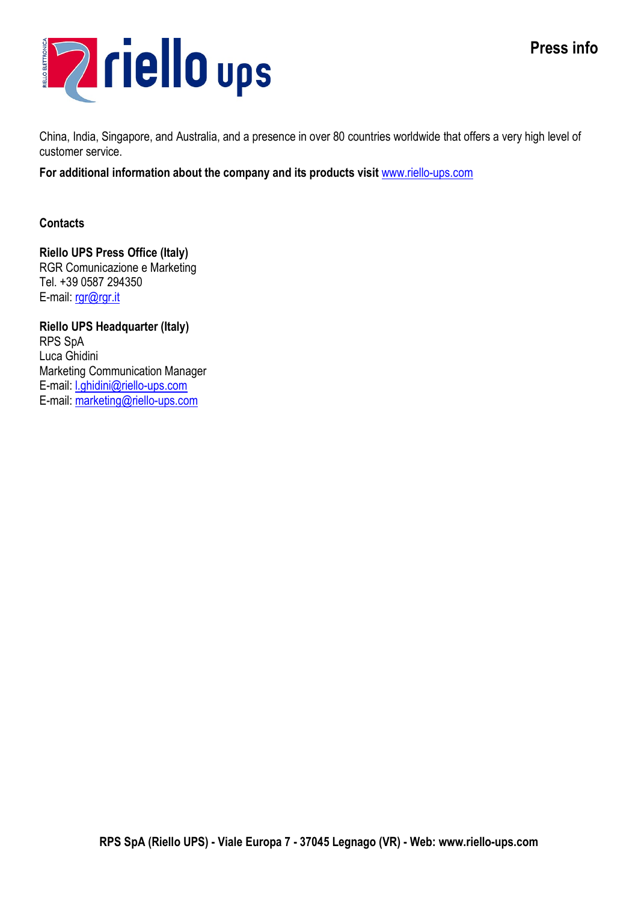China, India, Singapore, and Australia, and a presence in over 80 countries worldwide that offers a very high level of customer service.

**For additional information about the company and its products visit** www.riello-ups.com

**Contacts**

**Riello UPS Press Office (Italy)**
RGR Comunicazione e Marketing
Tel. +39 0587 294350
E-mail: rgr@rgr.it

**Riello UPS Headquarter (Italy)**
RPS SpA
Luca Ghidini
Marketing Communication Manager
E-mail: l.ghidini@riello-ups.com
E-mail: marketing@riello-ups.com